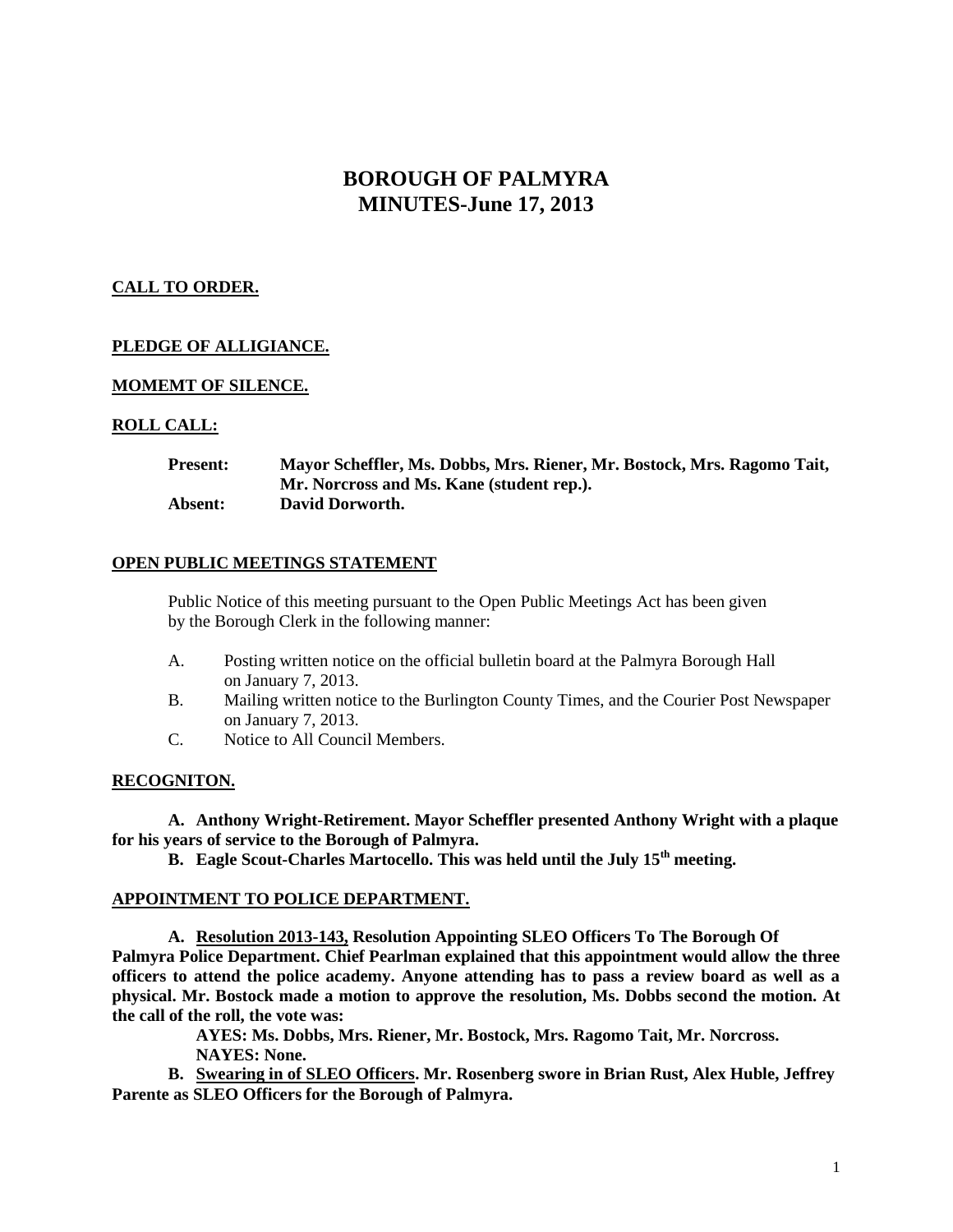# BOROUGH OF PALMYRA
# MINUTES-June 17, 2013

**CALL TO ORDER.**

**PLEDGE OF ALLIGIANCE.**

**MOMEMT OF SILENCE.**

**ROLL CALL:**

**Present:** **Mayor Scheffler, Ms. Dobbs, Mrs. Riener, Mr. Bostock, Mrs. Ragomo Tait, Mr. Norcross and Ms. Kane (student rep.).**
**Absent:** **David Dorworth.**

**OPEN PUBLIC MEETINGS STATEMENT**

Public Notice of this meeting pursuant to the Open Public Meetings Act has been given by the Borough Clerk in the following manner:

A. Posting written notice on the official bulletin board at the Palmyra Borough Hall on January 7, 2013.
B. Mailing written notice to the Burlington County Times, and the Courier Post Newspaper on January 7, 2013.
C. Notice to All Council Members.

**RECOGNITON.**

**A. Anthony Wright-Retirement. Mayor Scheffler presented Anthony Wright with a plaque for his years of service to the Borough of Palmyra.**

**B. Eagle Scout-Charles Martocello. This was held until the July 15th meeting.**

**APPOINTMENT TO POLICE DEPARTMENT.**

**A. Resolution 2013-143, Resolution Appointing SLEO Officers To The Borough Of Palmyra Police Department. Chief Pearlman explained that this appointment would allow the three officers to attend the police academy. Anyone attending has to pass a review board as well as a physical. Mr. Bostock made a motion to approve the resolution, Ms. Dobbs second the motion. At the call of the roll, the vote was:**

**AYES: Ms. Dobbs, Mrs. Riener, Mr. Bostock, Mrs. Ragomo Tait, Mr. Norcross.**
**NAYES: None.**

**B. Swearing in of SLEO Officers. Mr. Rosenberg swore in Brian Rust, Alex Huble, Jeffrey Parente as SLEO Officers for the Borough of Palmyra.**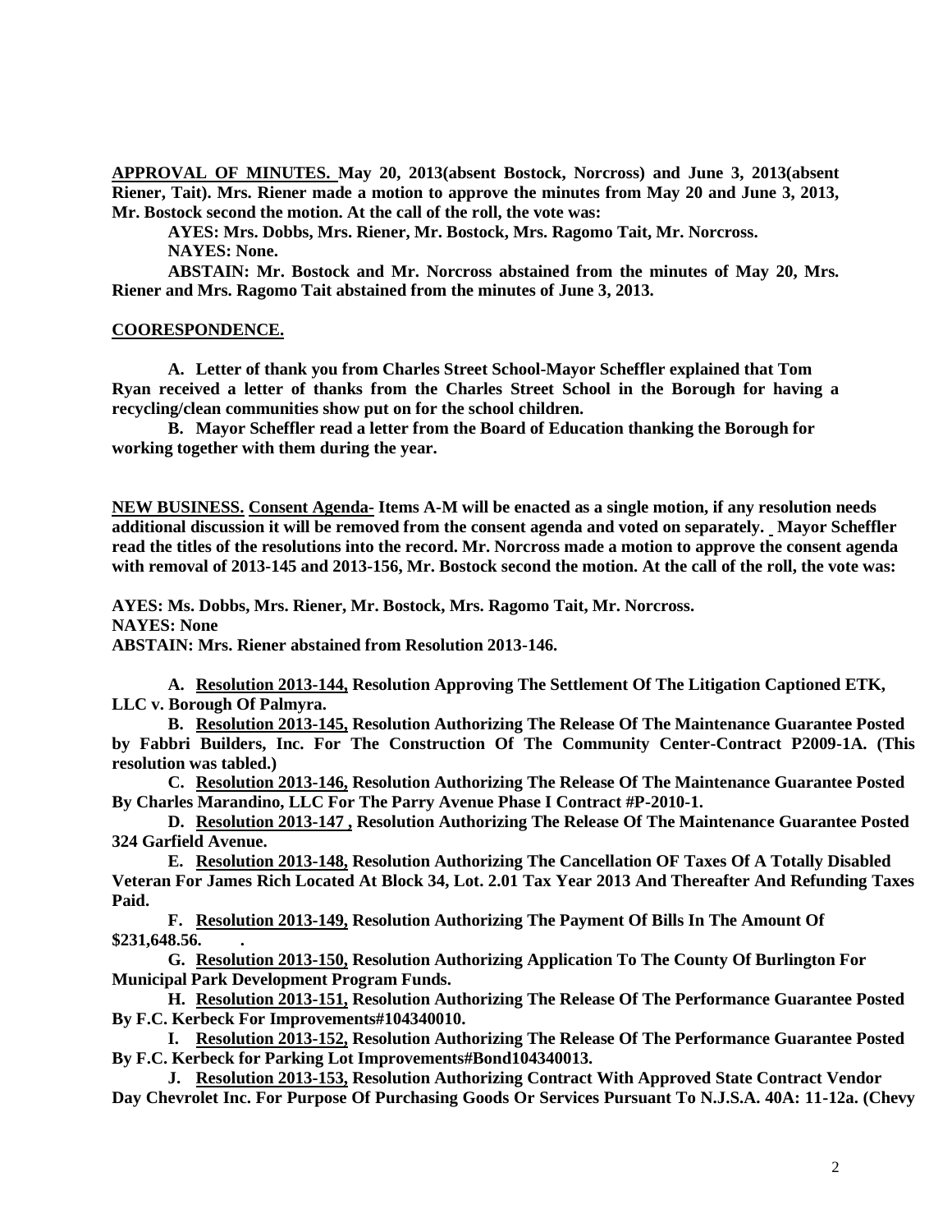**APPROVAL OF MINUTES.** **May 20, 2013(absent Bostock, Norcross) and June 3, 2013(absent Riener, Tait). Mrs. Riener made a motion to approve the minutes from May 20 and June 3, 2013, Mr. Bostock second the motion. At the call of the roll, the vote was:**

**AYES: Mrs. Dobbs, Mrs. Riener, Mr. Bostock, Mrs. Ragomo Tait, Mr. Norcross.**
**NAYES: None.**
**ABSTAIN: Mr. Bostock and Mr. Norcross abstained from the minutes of May 20, Mrs. Riener and Mrs. Ragomo Tait abstained from the minutes of June 3, 2013.**

**COORESPONDENCE.**

**A. Letter of thank you from Charles Street School-Mayor Scheffler explained that Tom Ryan received a letter of thanks from the Charles Street School in the Borough for having a recycling/clean communities show put on for the school children.**

**B. Mayor Scheffler read a letter from the Board of Education thanking the Borough for working together with them during the year.**

**NEW BUSINESS.** **Consent Agenda-** **Items A-M will be enacted as a single motion, if any resolution needs additional discussion it will be removed from the consent agenda and voted on separately. Mayor Scheffler read the titles of the resolutions into the record. Mr. Norcross made a motion to approve the consent agenda with removal of 2013-145 and 2013-156, Mr. Bostock second the motion. At the call of the roll, the vote was:**

**AYES: Ms. Dobbs, Mrs. Riener, Mr. Bostock, Mrs. Ragomo Tait, Mr. Norcross.**
**NAYES: None**
**ABSTAIN: Mrs. Riener abstained from Resolution 2013-146.**

**A. Resolution 2013-144, Resolution Approving The Settlement Of The Litigation Captioned ETK, LLC v. Borough Of Palmyra.**

**B. Resolution 2013-145, Resolution Authorizing The Release Of The Maintenance Guarantee Posted by Fabbri Builders, Inc. For The Construction Of The Community Center-Contract P2009-1A. (This resolution was tabled.)**

**C. Resolution 2013-146, Resolution Authorizing The Release Of The Maintenance Guarantee Posted By Charles Marandino, LLC For The Parry Avenue Phase I Contract #P-2010-1.**

**D. Resolution 2013-147 , Resolution Authorizing The Release Of The Maintenance Guarantee Posted 324 Garfield Avenue.**

**E. Resolution 2013-148, Resolution Authorizing The Cancellation OF Taxes Of A Totally Disabled Veteran For James Rich Located At Block 34, Lot. 2.01 Tax Year 2013 And Thereafter And Refunding Taxes Paid.**

**F. Resolution 2013-149, Resolution Authorizing The Payment Of Bills In The Amount Of $231,648.56. .**

**G. Resolution 2013-150, Resolution Authorizing Application To The County Of Burlington For Municipal Park Development Program Funds.**

**H. Resolution 2013-151, Resolution Authorizing The Release Of The Performance Guarantee Posted By F.C. Kerbeck For Improvements#104340010.**

**I. Resolution 2013-152, Resolution Authorizing The Release Of The Performance Guarantee Posted By F.C. Kerbeck for Parking Lot Improvements#Bond104340013.**

**J. Resolution 2013-153, Resolution Authorizing Contract With Approved State Contract Vendor Day Chevrolet Inc. For Purpose Of Purchasing Goods Or Services Pursuant To N.J.S.A. 40A: 11-12a. (Chevy**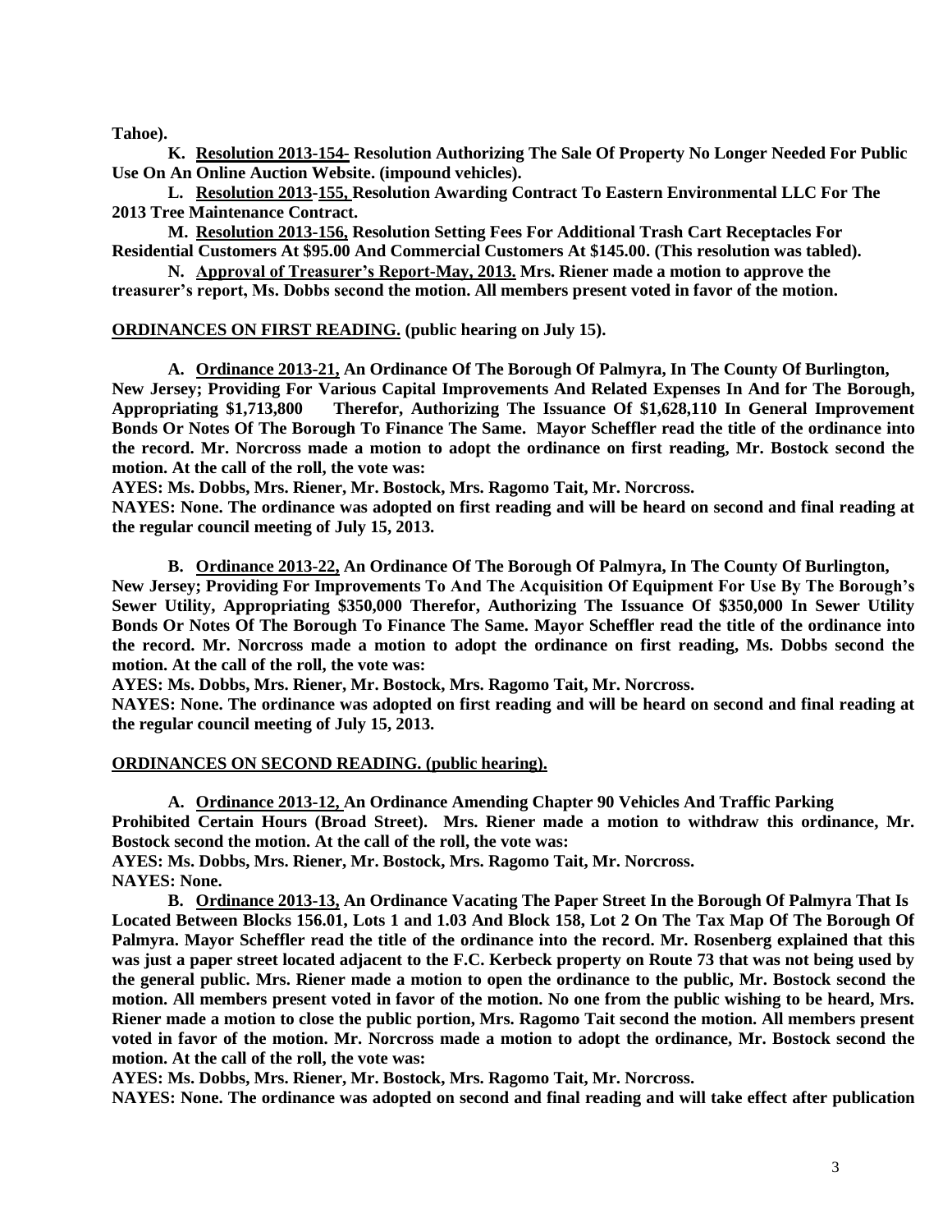**Tahoe).**

**K. <u>Resolution 2013-154-</u> Resolution Authorizing The Sale Of Property No Longer Needed For Public Use On An Online Auction Website. (impound vehicles).**

**L. <u>Resolution 2013-155,</u> Resolution Awarding Contract To Eastern Environmental LLC For The 2013 Tree Maintenance Contract.**

**M. <u>Resolution 2013-156,</u> Resolution Setting Fees For Additional Trash Cart Receptacles For Residential Customers At $95.00 And Commercial Customers At $145.00. (This resolution was tabled).**

**N. <u>Approval of Treasurer's Report-May, 2013.</u> Mrs. Riener made a motion to approve the treasurer's report, Ms. Dobbs second the motion. All members present voted in favor of the motion.**

**<u>ORDINANCES ON FIRST READING.</u> (public hearing on July 15).**

**A. <u>Ordinance 2013-21,</u> An Ordinance Of The Borough Of Palmyra, In The County Of Burlington, New Jersey; Providing For Various Capital Improvements And Related Expenses In And for The Borough, Appropriating $1,713,800 Therefor, Authorizing The Issuance Of $1,628,110 In General Improvement Bonds Or Notes Of The Borough To Finance The Same. Mayor Scheffler read the title of the ordinance into the record. Mr. Norcross made a motion to adopt the ordinance on first reading, Mr. Bostock second the motion. At the call of the roll, the vote was:**

**AYES: Ms. Dobbs, Mrs. Riener, Mr. Bostock, Mrs. Ragomo Tait, Mr. Norcross.**

**NAYES: None. The ordinance was adopted on first reading and will be heard on second and final reading at the regular council meeting of July 15, 2013.**

**B. <u>Ordinance 2013-22,</u> An Ordinance Of The Borough Of Palmyra, In The County Of Burlington, New Jersey; Providing For Improvements To And The Acquisition Of Equipment For Use By The Borough's Sewer Utility, Appropriating $350,000 Therefor, Authorizing The Issuance Of $350,000 In Sewer Utility Bonds Or Notes Of The Borough To Finance The Same. Mayor Scheffler read the title of the ordinance into the record. Mr. Norcross made a motion to adopt the ordinance on first reading, Ms. Dobbs second the motion. At the call of the roll, the vote was:**

**AYES: Ms. Dobbs, Mrs. Riener, Mr. Bostock, Mrs. Ragomo Tait, Mr. Norcross.**

**NAYES: None. The ordinance was adopted on first reading and will be heard on second and final reading at the regular council meeting of July 15, 2013.**

**<u>ORDINANCES ON SECOND READING. (public hearing).</u>**

**A. <u>Ordinance 2013-12,</u> An Ordinance Amending Chapter 90 Vehicles And Traffic Parking Prohibited Certain Hours (Broad Street). Mrs. Riener made a motion to withdraw this ordinance, Mr. Bostock second the motion. At the call of the roll, the vote was:**

**AYES: Ms. Dobbs, Mrs. Riener, Mr. Bostock, Mrs. Ragomo Tait, Mr. Norcross.**

**NAYES: None.**

**B. <u>Ordinance 2013-13,</u> An Ordinance Vacating The Paper Street In the Borough Of Palmyra That Is Located Between Blocks 156.01, Lots 1 and 1.03 And Block 158, Lot 2 On The Tax Map Of The Borough Of Palmyra. Mayor Scheffler read the title of the ordinance into the record. Mr. Rosenberg explained that this was just a paper street located adjacent to the F.C. Kerbeck property on Route 73 that was not being used by the general public. Mrs. Riener made a motion to open the ordinance to the public, Mr. Bostock second the motion. All members present voted in favor of the motion. No one from the public wishing to be heard, Mrs. Riener made a motion to close the public portion, Mrs. Ragomo Tait second the motion. All members present voted in favor of the motion. Mr. Norcross made a motion to adopt the ordinance, Mr. Bostock second the motion. At the call of the roll, the vote was:**

**AYES: Ms. Dobbs, Mrs. Riener, Mr. Bostock, Mrs. Ragomo Tait, Mr. Norcross.**

**NAYES: None. The ordinance was adopted on second and final reading and will take effect after publication**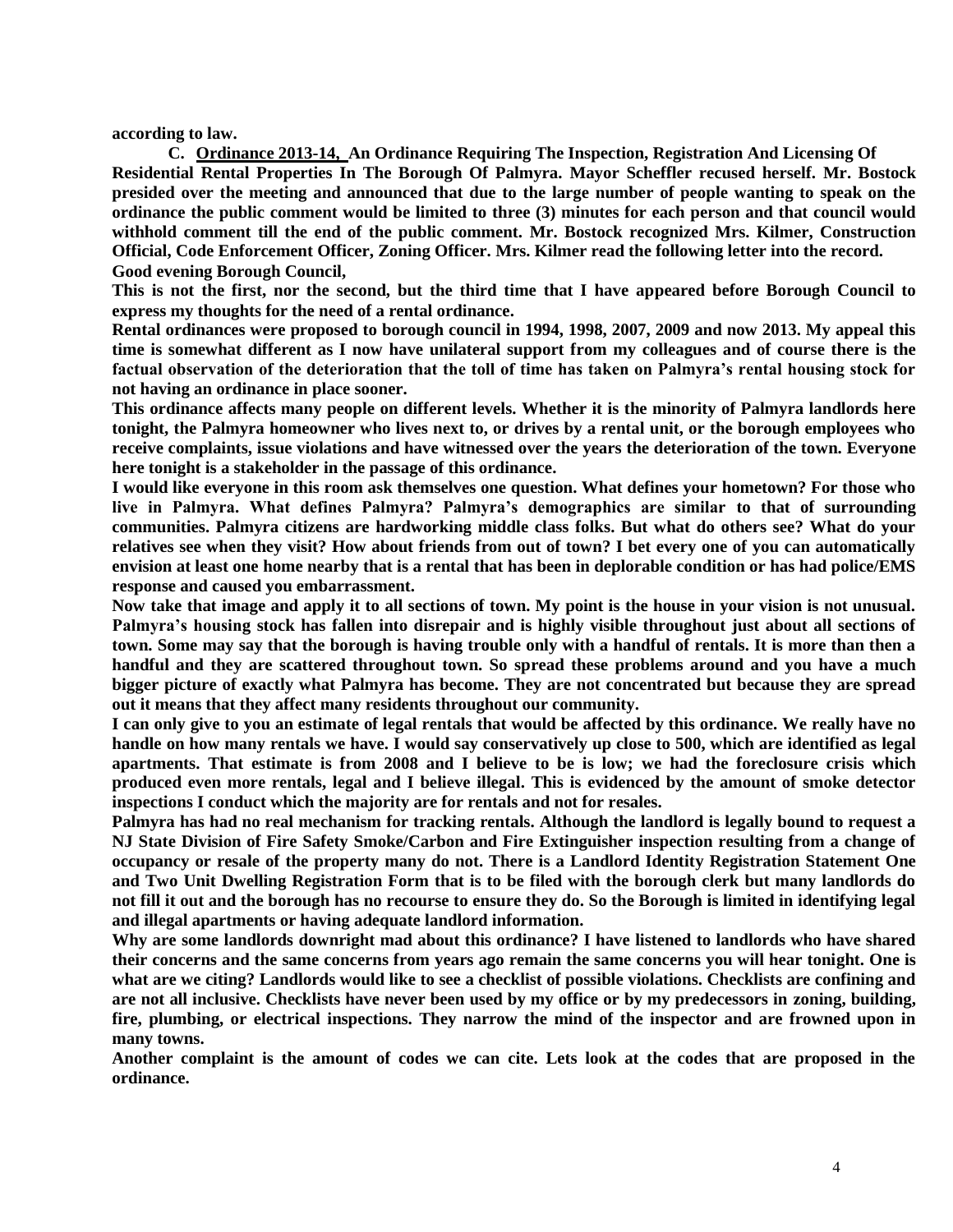**according to law.**

**C. Ordinance 2013-14, An Ordinance Requiring The Inspection, Registration And Licensing Of Residential Rental Properties In The Borough Of Palmyra. Mayor Scheffler recused herself. Mr. Bostock presided over the meeting and announced that due to the large number of people wanting to speak on the ordinance the public comment would be limited to three (3) minutes for each person and that council would withhold comment till the end of the public comment. Mr. Bostock recognized Mrs. Kilmer, Construction Official, Code Enforcement Officer, Zoning Officer. Mrs. Kilmer read the following letter into the record.**

**Good evening Borough Council,**

**This is not the first, nor the second, but the third time that I have appeared before Borough Council to express my thoughts for the need of a rental ordinance.**

**Rental ordinances were proposed to borough council in 1994, 1998, 2007, 2009 and now 2013. My appeal this time is somewhat different as I now have unilateral support from my colleagues and of course there is the factual observation of the deterioration that the toll of time has taken on Palmyra's rental housing stock for not having an ordinance in place sooner.**

**This ordinance affects many people on different levels. Whether it is the minority of Palmyra landlords here tonight, the Palmyra homeowner who lives next to, or drives by a rental unit, or the borough employees who receive complaints, issue violations and have witnessed over the years the deterioration of the town. Everyone here tonight is a stakeholder in the passage of this ordinance.**

**I would like everyone in this room ask themselves one question. What defines your hometown? For those who live in Palmyra. What defines Palmyra? Palmyra's demographics are similar to that of surrounding communities. Palmyra citizens are hardworking middle class folks. But what do others see? What do your relatives see when they visit? How about friends from out of town? I bet every one of you can automatically envision at least one home nearby that is a rental that has been in deplorable condition or has had police/EMS response and caused you embarrassment.**

**Now take that image and apply it to all sections of town. My point is the house in your vision is not unusual. Palmyra's housing stock has fallen into disrepair and is highly visible throughout just about all sections of town. Some may say that the borough is having trouble only with a handful of rentals. It is more than then a handful and they are scattered throughout town. So spread these problems around and you have a much bigger picture of exactly what Palmyra has become. They are not concentrated but because they are spread out it means that they affect many residents throughout our community.**

**I can only give to you an estimate of legal rentals that would be affected by this ordinance. We really have no handle on how many rentals we have. I would say conservatively up close to 500, which are identified as legal apartments. That estimate is from 2008 and I believe to be is low; we had the foreclosure crisis which produced even more rentals, legal and I believe illegal. This is evidenced by the amount of smoke detector inspections I conduct which the majority are for rentals and not for resales.**

**Palmyra has had no real mechanism for tracking rentals. Although the landlord is legally bound to request a NJ State Division of Fire Safety Smoke/Carbon and Fire Extinguisher inspection resulting from a change of occupancy or resale of the property many do not. There is a Landlord Identity Registration Statement One and Two Unit Dwelling Registration Form that is to be filed with the borough clerk but many landlords do not fill it out and the borough has no recourse to ensure they do. So the Borough is limited in identifying legal and illegal apartments or having adequate landlord information.**

**Why are some landlords downright mad about this ordinance? I have listened to landlords who have shared their concerns and the same concerns from years ago remain the same concerns you will hear tonight. One is what are we citing? Landlords would like to see a checklist of possible violations. Checklists are confining and are not all inclusive. Checklists have never been used by my office or by my predecessors in zoning, building, fire, plumbing, or electrical inspections. They narrow the mind of the inspector and are frowned upon in many towns.**

**Another complaint is the amount of codes we can cite. Lets look at the codes that are proposed in the ordinance.**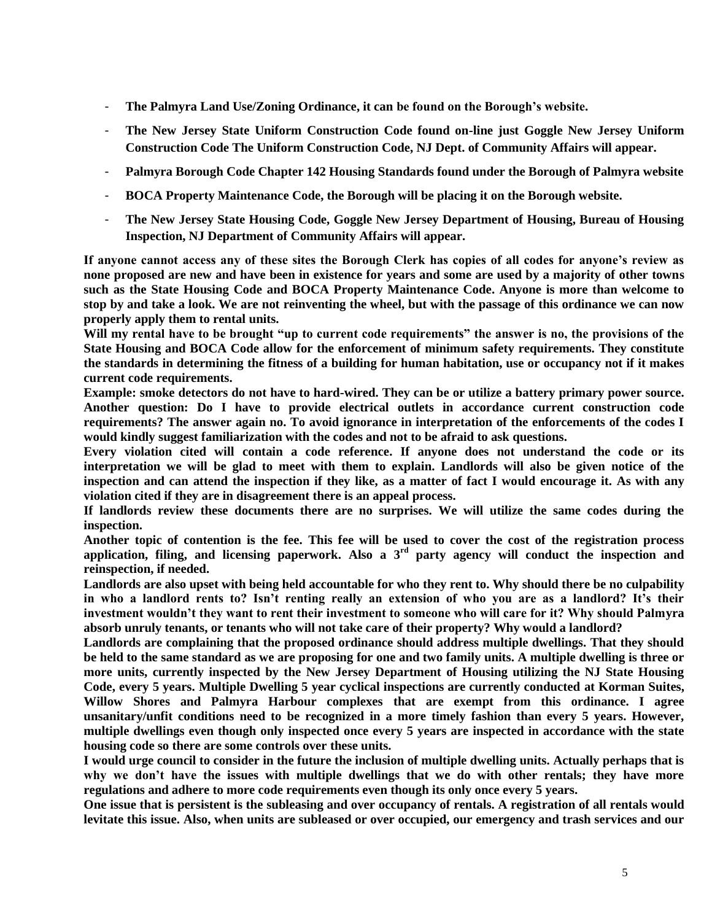- **The Palmyra Land Use/Zoning Ordinance, it can be found on the Borough's website.**
- **The New Jersey State Uniform Construction Code found on-line just Goggle New Jersey Uniform Construction Code The Uniform Construction Code, NJ Dept. of Community Affairs will appear.**
- **Palmyra Borough Code Chapter 142 Housing Standards found under the Borough of Palmyra website**
- **BOCA Property Maintenance Code, the Borough will be placing it on the Borough website.**
- **The New Jersey State Housing Code, Goggle New Jersey Department of Housing, Bureau of Housing Inspection, NJ Department of Community Affairs will appear.**

**If anyone cannot access any of these sites the Borough Clerk has copies of all codes for anyone's review as none proposed are new and have been in existence for years and some are used by a majority of other towns such as the State Housing Code and BOCA Property Maintenance Code. Anyone is more than welcome to stop by and take a look. We are not reinventing the wheel, but with the passage of this ordinance we can now properly apply them to rental units.**

**Will my rental have to be brought "up to current code requirements" the answer is no, the provisions of the State Housing and BOCA Code allow for the enforcement of minimum safety requirements. They constitute the standards in determining the fitness of a building for human habitation, use or occupancy not if it makes current code requirements.**

**Example: smoke detectors do not have to hard-wired. They can be or utilize a battery primary power source. Another question: Do I have to provide electrical outlets in accordance current construction code requirements? The answer again no. To avoid ignorance in interpretation of the enforcements of the codes I would kindly suggest familiarization with the codes and not to be afraid to ask questions.**

**Every violation cited will contain a code reference. If anyone does not understand the code or its interpretation we will be glad to meet with them to explain. Landlords will also be given notice of the inspection and can attend the inspection if they like, as a matter of fact I would encourage it. As with any violation cited if they are in disagreement there is an appeal process.**

**If landlords review these documents there are no surprises. We will utilize the same codes during the inspection.**

**Another topic of contention is the fee. This fee will be used to cover the cost of the registration process application, filing, and licensing paperwork. Also a 3rd party agency will conduct the inspection and reinspection, if needed.**

**Landlords are also upset with being held accountable for who they rent to. Why should there be no culpability in who a landlord rents to? Isn't renting really an extension of who you are as a landlord? It's their investment wouldn't they want to rent their investment to someone who will care for it? Why should Palmyra absorb unruly tenants, or tenants who will not take care of their property? Why would a landlord?**

**Landlords are complaining that the proposed ordinance should address multiple dwellings. That they should be held to the same standard as we are proposing for one and two family units. A multiple dwelling is three or more units, currently inspected by the New Jersey Department of Housing utilizing the NJ State Housing Code, every 5 years. Multiple Dwelling 5 year cyclical inspections are currently conducted at Korman Suites, Willow Shores and Palmyra Harbour complexes that are exempt from this ordinance. I agree unsanitary/unfit conditions need to be recognized in a more timely fashion than every 5 years. However, multiple dwellings even though only inspected once every 5 years are inspected in accordance with the state housing code so there are some controls over these units.**

**I would urge council to consider in the future the inclusion of multiple dwelling units. Actually perhaps that is why we don't have the issues with multiple dwellings that we do with other rentals; they have more regulations and adhere to more code requirements even though its only once every 5 years.**

**One issue that is persistent is the subleasing and over occupancy of rentals. A registration of all rentals would levitate this issue. Also, when units are subleased or over occupied, our emergency and trash services and our**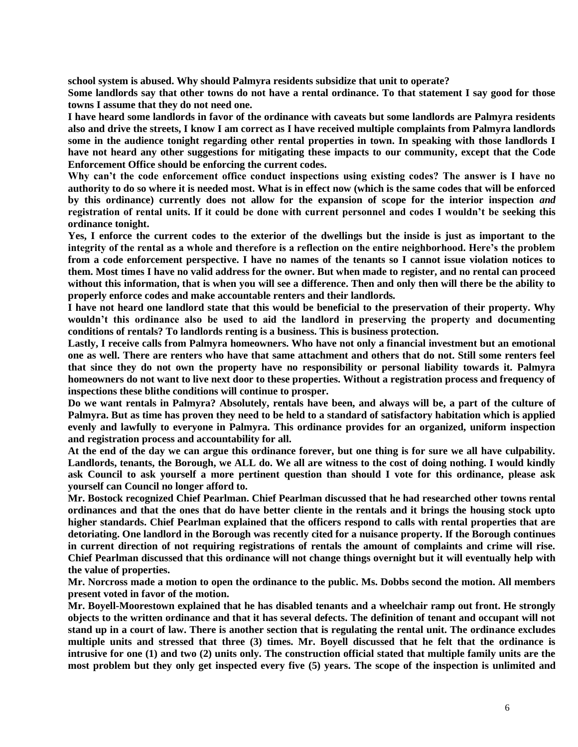**school system is abused. Why should Palmyra residents subsidize that unit to operate?**

**Some landlords say that other towns do not have a rental ordinance. To that statement I say good for those towns I assume that they do not need one.**

**I have heard some landlords in favor of the ordinance with caveats but some landlords are Palmyra residents also and drive the streets, I know I am correct as I have received multiple complaints from Palmyra landlords some in the audience tonight regarding other rental properties in town. In speaking with those landlords I have not heard any other suggestions for mitigating these impacts to our community, except that the Code Enforcement Office should be enforcing the current codes.**

**Why can't the code enforcement office conduct inspections using existing codes? The answer is I have no authority to do so where it is needed most. What is in effect now (which is the same codes that will be enforced by this ordinance) currently does not allow for the expansion of scope for the interior inspection *and* registration of rental units. If it could be done with current personnel and codes I wouldn't be seeking this ordinance tonight.**

**Yes, I enforce the current codes to the exterior of the dwellings but the inside is just as important to the integrity of the rental as a whole and therefore is a reflection on the entire neighborhood. Here's the problem from a code enforcement perspective. I have no names of the tenants so I cannot issue violation notices to them. Most times I have no valid address for the owner. But when made to register, and no rental can proceed without this information, that is when you will see a difference. Then and only then will there be the ability to properly enforce codes and make accountable renters and their landlords.**

**I have not heard one landlord state that this would be beneficial to the preservation of their property. Why wouldn't this ordinance also be used to aid the landlord in preserving the property and documenting conditions of rentals? To landlords renting is a business. This is business protection.**

**Lastly, I receive calls from Palmyra homeowners. Who have not only a financial investment but an emotional one as well. There are renters who have that same attachment and others that do not. Still some renters feel that since they do not own the property have no responsibility or personal liability towards it. Palmyra homeowners do not want to live next door to these properties. Without a registration process and frequency of inspections these blithe conditions will continue to prosper.**

**Do we want rentals in Palmyra? Absolutely, rentals have been, and always will be, a part of the culture of Palmyra. But as time has proven they need to be held to a standard of satisfactory habitation which is applied evenly and lawfully to everyone in Palmyra. This ordinance provides for an organized, uniform inspection and registration process and accountability for all.**

**At the end of the day we can argue this ordinance forever, but one thing is for sure we all have culpability. Landlords, tenants, the Borough, we ALL do. We all are witness to the cost of doing nothing. I would kindly ask Council to ask yourself a more pertinent question than should I vote for this ordinance, please ask yourself can Council no longer afford to.**

**Mr. Bostock recognized Chief Pearlman. Chief Pearlman discussed that he had researched other towns rental ordinances and that the ones that do have better cliente in the rentals and it brings the housing stock upto higher standards. Chief Pearlman explained that the officers respond to calls with rental properties that are detoriating. One landlord in the Borough was recently cited for a nuisance property. If the Borough continues in current direction of not requiring registrations of rentals the amount of complaints and crime will rise. Chief Pearlman discussed that this ordinance will not change things overnight but it will eventually help with the value of properties.**

**Mr. Norcross made a motion to open the ordinance to the public. Ms. Dobbs second the motion. All members present voted in favor of the motion.**

**Mr. Boyell-Moorestown explained that he has disabled tenants and a wheelchair ramp out front. He strongly objects to the written ordinance and that it has several defects. The definition of tenant and occupant will not stand up in a court of law. There is another section that is regulating the rental unit. The ordinance excludes multiple units and stressed that three (3) times. Mr. Boyell discussed that he felt that the ordinance is intrusive for one (1) and two (2) units only. The construction official stated that multiple family units are the most problem but they only get inspected every five (5) years. The scope of the inspection is unlimited and**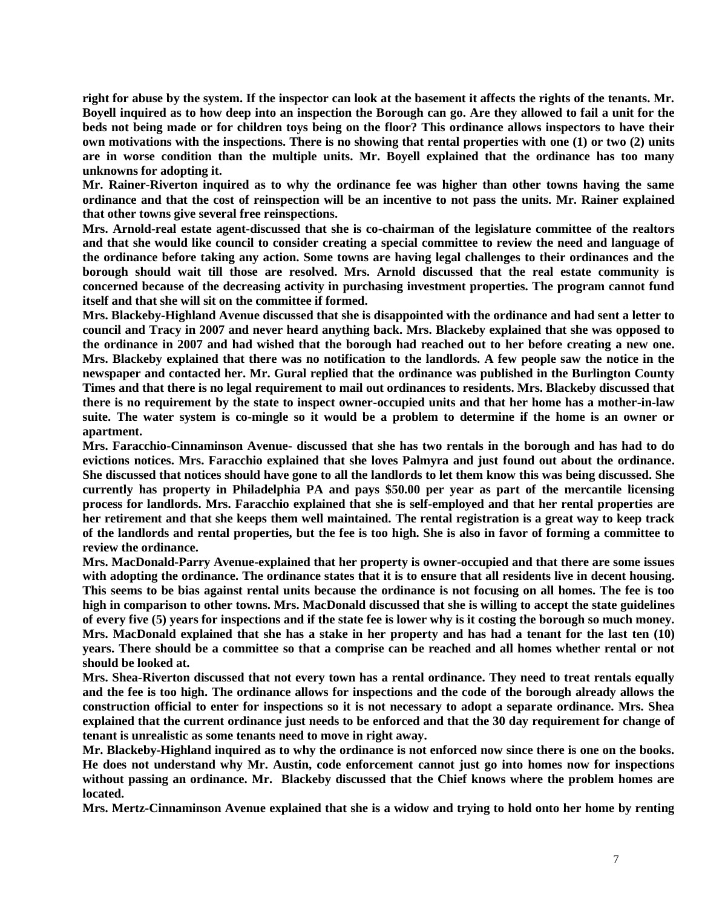**right for abuse by the system. If the inspector can look at the basement it affects the rights of the tenants. Mr. Boyell inquired as to how deep into an inspection the Borough can go. Are they allowed to fail a unit for the beds not being made or for children toys being on the floor? This ordinance allows inspectors to have their own motivations with the inspections. There is no showing that rental properties with one (1) or two (2) units are in worse condition than the multiple units. Mr. Boyell explained that the ordinance has too many unknowns for adopting it.**

**Mr. Rainer-Riverton inquired as to why the ordinance fee was higher than other towns having the same ordinance and that the cost of reinspection will be an incentive to not pass the units. Mr. Rainer explained that other towns give several free reinspections.**

**Mrs. Arnold-real estate agent-discussed that she is co-chairman of the legislature committee of the realtors and that she would like council to consider creating a special committee to review the need and language of the ordinance before taking any action. Some towns are having legal challenges to their ordinances and the borough should wait till those are resolved. Mrs. Arnold discussed that the real estate community is concerned because of the decreasing activity in purchasing investment properties. The program cannot fund itself and that she will sit on the committee if formed.**

**Mrs. Blackeby-Highland Avenue discussed that she is disappointed with the ordinance and had sent a letter to council and Tracy in 2007 and never heard anything back. Mrs. Blackeby explained that she was opposed to the ordinance in 2007 and had wished that the borough had reached out to her before creating a new one. Mrs. Blackeby explained that there was no notification to the landlords. A few people saw the notice in the newspaper and contacted her. Mr. Gural replied that the ordinance was published in the Burlington County Times and that there is no legal requirement to mail out ordinances to residents. Mrs. Blackeby discussed that there is no requirement by the state to inspect owner-occupied units and that her home has a mother-in-law suite. The water system is co-mingle so it would be a problem to determine if the home is an owner or apartment.**

**Mrs. Faracchio-Cinnaminson Avenue- discussed that she has two rentals in the borough and has had to do evictions notices. Mrs. Faracchio explained that she loves Palmyra and just found out about the ordinance. She discussed that notices should have gone to all the landlords to let them know this was being discussed. She currently has property in Philadelphia PA and pays \$50.00 per year as part of the mercantile licensing process for landlords. Mrs. Faracchio explained that she is self-employed and that her rental properties are her retirement and that she keeps them well maintained. The rental registration is a great way to keep track of the landlords and rental properties, but the fee is too high. She is also in favor of forming a committee to review the ordinance.**

**Mrs. MacDonald-Parry Avenue-explained that her property is owner-occupied and that there are some issues with adopting the ordinance. The ordinance states that it is to ensure that all residents live in decent housing. This seems to be bias against rental units because the ordinance is not focusing on all homes. The fee is too high in comparison to other towns. Mrs. MacDonald discussed that she is willing to accept the state guidelines of every five (5) years for inspections and if the state fee is lower why is it costing the borough so much money. Mrs. MacDonald explained that she has a stake in her property and has had a tenant for the last ten (10) years. There should be a committee so that a comprise can be reached and all homes whether rental or not should be looked at.**

**Mrs. Shea-Riverton discussed that not every town has a rental ordinance. They need to treat rentals equally and the fee is too high. The ordinance allows for inspections and the code of the borough already allows the construction official to enter for inspections so it is not necessary to adopt a separate ordinance. Mrs. Shea explained that the current ordinance just needs to be enforced and that the 30 day requirement for change of tenant is unrealistic as some tenants need to move in right away.**

**Mr. Blackeby-Highland inquired as to why the ordinance is not enforced now since there is one on the books. He does not understand why Mr. Austin, code enforcement cannot just go into homes now for inspections without passing an ordinance. Mr. Blackeby discussed that the Chief knows where the problem homes are located.**

**Mrs. Mertz-Cinnaminson Avenue explained that she is a widow and trying to hold onto her home by renting**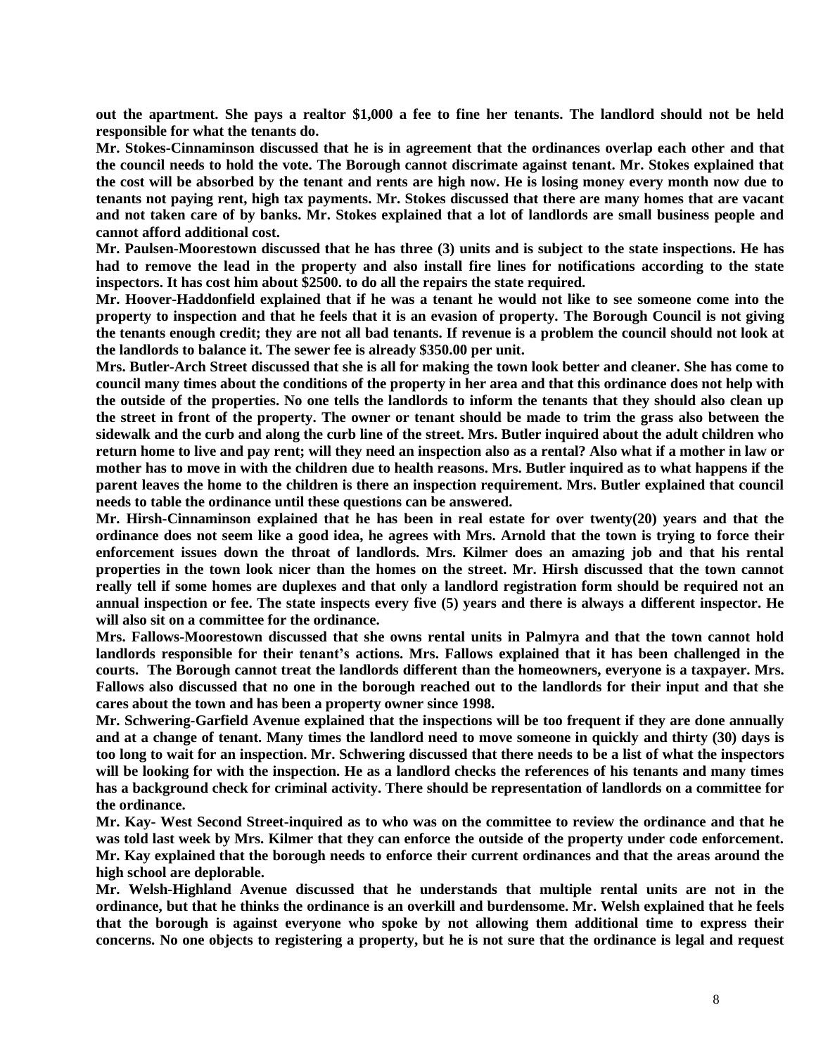**out the apartment. She pays a realtor $1,000 a fee to fine her tenants. The landlord should not be held responsible for what the tenants do.**

**Mr. Stokes-Cinnaminson discussed that he is in agreement that the ordinances overlap each other and that the council needs to hold the vote. The Borough cannot discrimate against tenant. Mr. Stokes explained that the cost will be absorbed by the tenant and rents are high now. He is losing money every month now due to tenants not paying rent, high tax payments. Mr. Stokes discussed that there are many homes that are vacant and not taken care of by banks. Mr. Stokes explained that a lot of landlords are small business people and cannot afford additional cost.**

**Mr. Paulsen-Moorestown discussed that he has three (3) units and is subject to the state inspections. He has had to remove the lead in the property and also install fire lines for notifications according to the state inspectors. It has cost him about $2500. to do all the repairs the state required.**

**Mr. Hoover-Haddonfield explained that if he was a tenant he would not like to see someone come into the property to inspection and that he feels that it is an evasion of property. The Borough Council is not giving the tenants enough credit; they are not all bad tenants. If revenue is a problem the council should not look at the landlords to balance it. The sewer fee is already $350.00 per unit.**

**Mrs. Butler-Arch Street discussed that she is all for making the town look better and cleaner. She has come to council many times about the conditions of the property in her area and that this ordinance does not help with the outside of the properties. No one tells the landlords to inform the tenants that they should also clean up the street in front of the property. The owner or tenant should be made to trim the grass also between the sidewalk and the curb and along the curb line of the street. Mrs. Butler inquired about the adult children who return home to live and pay rent; will they need an inspection also as a rental? Also what if a mother in law or mother has to move in with the children due to health reasons. Mrs. Butler inquired as to what happens if the parent leaves the home to the children is there an inspection requirement. Mrs. Butler explained that council needs to table the ordinance until these questions can be answered.**

**Mr. Hirsh-Cinnaminson explained that he has been in real estate for over twenty(20) years and that the ordinance does not seem like a good idea, he agrees with Mrs. Arnold that the town is trying to force their enforcement issues down the throat of landlords. Mrs. Kilmer does an amazing job and that his rental properties in the town look nicer than the homes on the street. Mr. Hirsh discussed that the town cannot really tell if some homes are duplexes and that only a landlord registration form should be required not an annual inspection or fee. The state inspects every five (5) years and there is always a different inspector. He will also sit on a committee for the ordinance.**

**Mrs. Fallows-Moorestown discussed that she owns rental units in Palmyra and that the town cannot hold landlords responsible for their tenant's actions. Mrs. Fallows explained that it has been challenged in the courts. The Borough cannot treat the landlords different than the homeowners, everyone is a taxpayer. Mrs. Fallows also discussed that no one in the borough reached out to the landlords for their input and that she cares about the town and has been a property owner since 1998.**

**Mr. Schwering-Garfield Avenue explained that the inspections will be too frequent if they are done annually and at a change of tenant. Many times the landlord need to move someone in quickly and thirty (30) days is too long to wait for an inspection. Mr. Schwering discussed that there needs to be a list of what the inspectors will be looking for with the inspection. He as a landlord checks the references of his tenants and many times has a background check for criminal activity. There should be representation of landlords on a committee for the ordinance.**

**Mr. Kay- West Second Street-inquired as to who was on the committee to review the ordinance and that he was told last week by Mrs. Kilmer that they can enforce the outside of the property under code enforcement. Mr. Kay explained that the borough needs to enforce their current ordinances and that the areas around the high school are deplorable.**

**Mr. Welsh-Highland Avenue discussed that he understands that multiple rental units are not in the ordinance, but that he thinks the ordinance is an overkill and burdensome. Mr. Welsh explained that he feels that the borough is against everyone who spoke by not allowing them additional time to express their concerns. No one objects to registering a property, but he is not sure that the ordinance is legal and request**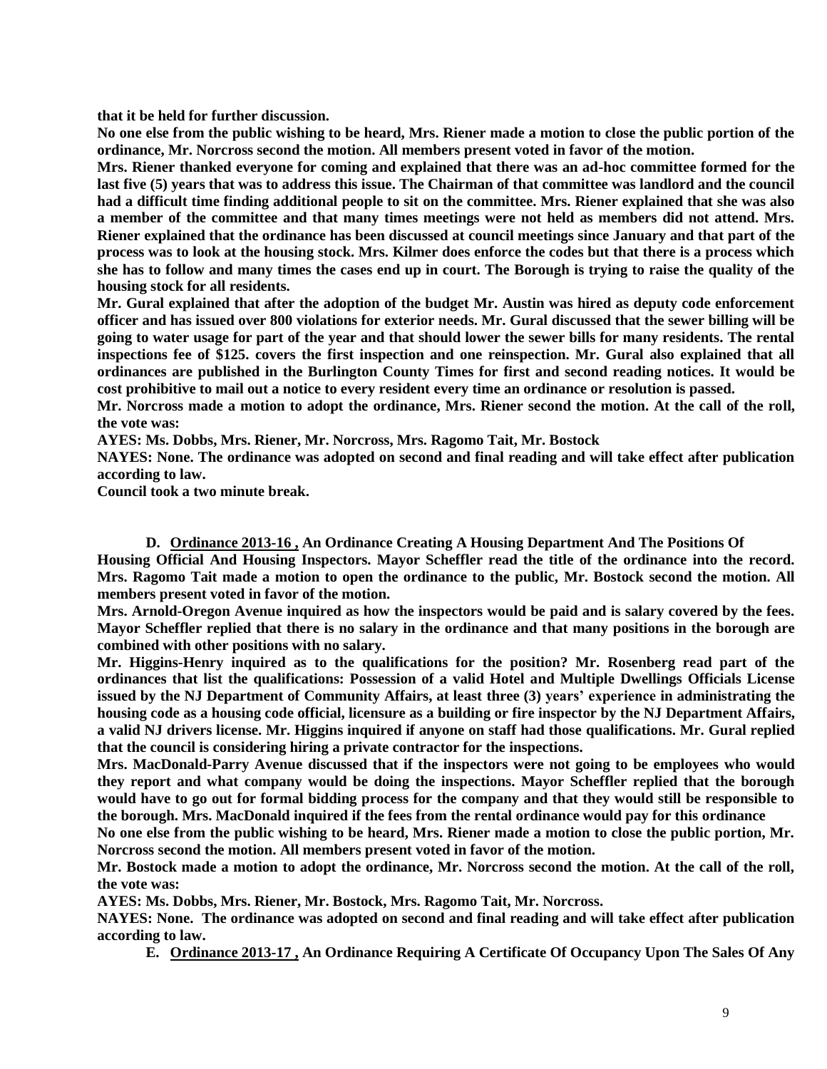**that it be held for further discussion.**

**No one else from the public wishing to be heard, Mrs. Riener made a motion to close the public portion of the ordinance, Mr. Norcross second the motion. All members present voted in favor of the motion.**

**Mrs. Riener thanked everyone for coming and explained that there was an ad-hoc committee formed for the last five (5) years that was to address this issue. The Chairman of that committee was landlord and the council had a difficult time finding additional people to sit on the committee. Mrs. Riener explained that she was also a member of the committee and that many times meetings were not held as members did not attend. Mrs. Riener explained that the ordinance has been discussed at council meetings since January and that part of the process was to look at the housing stock. Mrs. Kilmer does enforce the codes but that there is a process which she has to follow and many times the cases end up in court. The Borough is trying to raise the quality of the housing stock for all residents.**

**Mr. Gural explained that after the adoption of the budget Mr. Austin was hired as deputy code enforcement officer and has issued over 800 violations for exterior needs. Mr. Gural discussed that the sewer billing will be going to water usage for part of the year and that should lower the sewer bills for many residents. The rental inspections fee of $125. covers the first inspection and one reinspection. Mr. Gural also explained that all ordinances are published in the Burlington County Times for first and second reading notices. It would be cost prohibitive to mail out a notice to every resident every time an ordinance or resolution is passed.**

**Mr. Norcross made a motion to adopt the ordinance, Mrs. Riener second the motion. At the call of the roll, the vote was:**

**AYES: Ms. Dobbs, Mrs. Riener, Mr. Norcross, Mrs. Ragomo Tait, Mr. Bostock**

**NAYES: None. The ordinance was adopted on second and final reading and will take effect after publication according to law.**

**Council took a two minute break.**

**D. Ordinance 2013-16 , An Ordinance Creating A Housing Department And The Positions Of Housing Official And Housing Inspectors. Mayor Scheffler read the title of the ordinance into the record. Mrs. Ragomo Tait made a motion to open the ordinance to the public, Mr. Bostock second the motion. All members present voted in favor of the motion.**

**Mrs. Arnold-Oregon Avenue inquired as how the inspectors would be paid and is salary covered by the fees. Mayor Scheffler replied that there is no salary in the ordinance and that many positions in the borough are combined with other positions with no salary.**

**Mr. Higgins-Henry inquired as to the qualifications for the position? Mr. Rosenberg read part of the ordinances that list the qualifications: Possession of a valid Hotel and Multiple Dwellings Officials License issued by the NJ Department of Community Affairs, at least three (3) years' experience in administrating the housing code as a housing code official, licensure as a building or fire inspector by the NJ Department Affairs, a valid NJ drivers license. Mr. Higgins inquired if anyone on staff had those qualifications. Mr. Gural replied that the council is considering hiring a private contractor for the inspections.**

**Mrs. MacDonald-Parry Avenue discussed that if the inspectors were not going to be employees who would they report and what company would be doing the inspections. Mayor Scheffler replied that the borough would have to go out for formal bidding process for the company and that they would still be responsible to the borough. Mrs. MacDonald inquired if the fees from the rental ordinance would pay for this ordinance**

**No one else from the public wishing to be heard, Mrs. Riener made a motion to close the public portion, Mr. Norcross second the motion. All members present voted in favor of the motion.**

**Mr. Bostock made a motion to adopt the ordinance, Mr. Norcross second the motion. At the call of the roll, the vote was:**

**AYES: Ms. Dobbs, Mrs. Riener, Mr. Bostock, Mrs. Ragomo Tait, Mr. Norcross.**

**NAYES: None. The ordinance was adopted on second and final reading and will take effect after publication according to law.**

**E. Ordinance 2013-17 , An Ordinance Requiring A Certificate Of Occupancy Upon The Sales Of Any**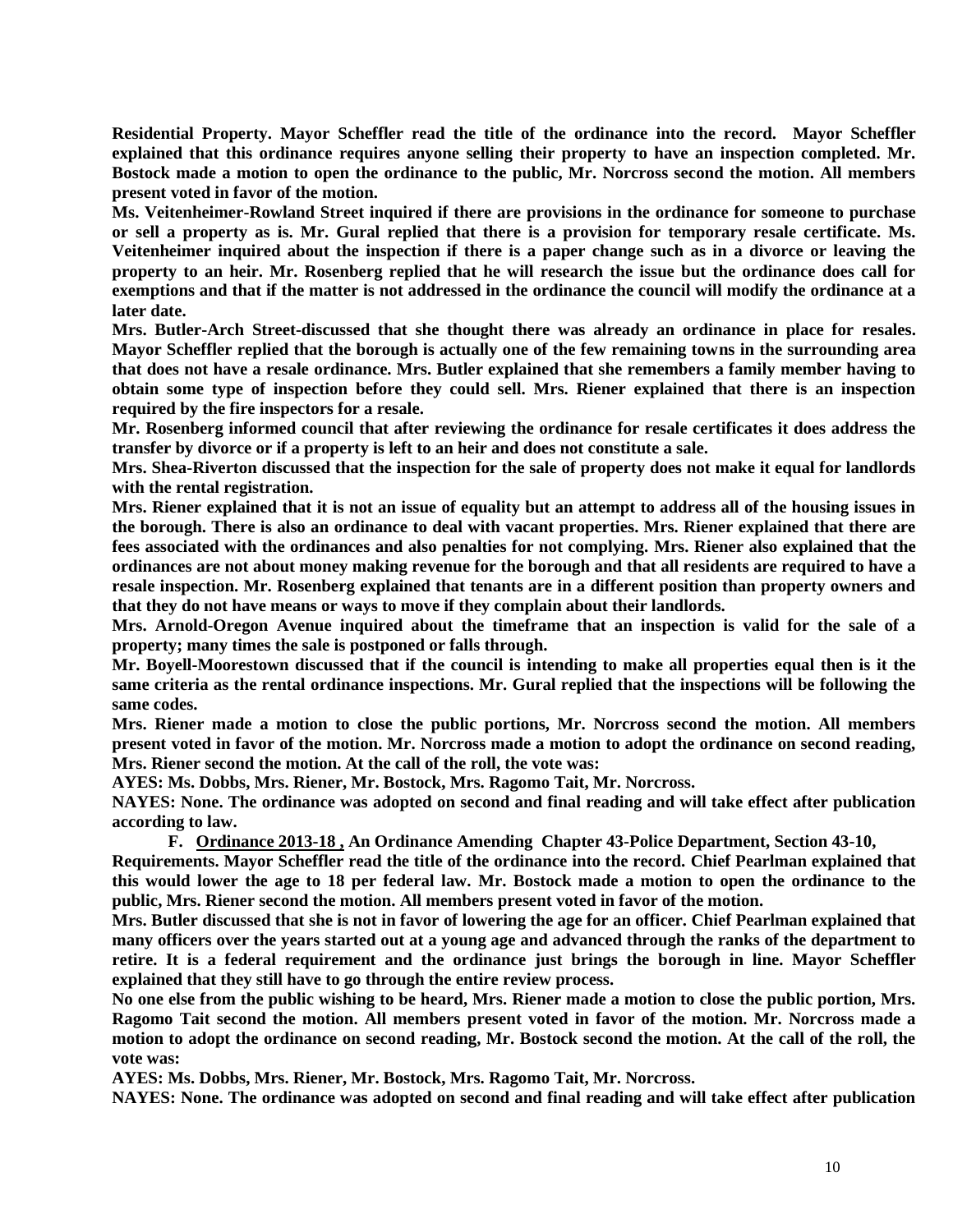**Residential Property. Mayor Scheffler read the title of the ordinance into the record. Mayor Scheffler explained that this ordinance requires anyone selling their property to have an inspection completed. Mr. Bostock made a motion to open the ordinance to the public, Mr. Norcross second the motion. All members present voted in favor of the motion.**

**Ms. Veitenheimer-Rowland Street inquired if there are provisions in the ordinance for someone to purchase or sell a property as is. Mr. Gural replied that there is a provision for temporary resale certificate. Ms. Veitenheimer inquired about the inspection if there is a paper change such as in a divorce or leaving the property to an heir. Mr. Rosenberg replied that he will research the issue but the ordinance does call for exemptions and that if the matter is not addressed in the ordinance the council will modify the ordinance at a later date.**

**Mrs. Butler-Arch Street-discussed that she thought there was already an ordinance in place for resales. Mayor Scheffler replied that the borough is actually one of the few remaining towns in the surrounding area that does not have a resale ordinance. Mrs. Butler explained that she remembers a family member having to obtain some type of inspection before they could sell. Mrs. Riener explained that there is an inspection required by the fire inspectors for a resale.**

**Mr. Rosenberg informed council that after reviewing the ordinance for resale certificates it does address the transfer by divorce or if a property is left to an heir and does not constitute a sale.**

**Mrs. Shea-Riverton discussed that the inspection for the sale of property does not make it equal for landlords with the rental registration.**

**Mrs. Riener explained that it is not an issue of equality but an attempt to address all of the housing issues in the borough. There is also an ordinance to deal with vacant properties. Mrs. Riener explained that there are fees associated with the ordinances and also penalties for not complying. Mrs. Riener also explained that the ordinances are not about money making revenue for the borough and that all residents are required to have a resale inspection. Mr. Rosenberg explained that tenants are in a different position than property owners and that they do not have means or ways to move if they complain about their landlords.**

**Mrs. Arnold-Oregon Avenue inquired about the timeframe that an inspection is valid for the sale of a property; many times the sale is postponed or falls through.**

**Mr. Boyell-Moorestown discussed that if the council is intending to make all properties equal then is it the same criteria as the rental ordinance inspections. Mr. Gural replied that the inspections will be following the same codes.**

**Mrs. Riener made a motion to close the public portions, Mr. Norcross second the motion. All members present voted in favor of the motion. Mr. Norcross made a motion to adopt the ordinance on second reading, Mrs. Riener second the motion. At the call of the roll, the vote was:**

**AYES: Ms. Dobbs, Mrs. Riener, Mr. Bostock, Mrs. Ragomo Tait, Mr. Norcross.**

**NAYES: None. The ordinance was adopted on second and final reading and will take effect after publication according to law.**

**F. Ordinance 2013-18 , An Ordinance Amending Chapter 43-Police Department, Section 43-10, Requirements. Mayor Scheffler read the title of the ordinance into the record. Chief Pearlman explained that this would lower the age to 18 per federal law. Mr. Bostock made a motion to open the ordinance to the public, Mrs. Riener second the motion. All members present voted in favor of the motion.**

**Mrs. Butler discussed that she is not in favor of lowering the age for an officer. Chief Pearlman explained that many officers over the years started out at a young age and advanced through the ranks of the department to retire. It is a federal requirement and the ordinance just brings the borough in line. Mayor Scheffler explained that they still have to go through the entire review process.**

**No one else from the public wishing to be heard, Mrs. Riener made a motion to close the public portion, Mrs. Ragomo Tait second the motion. All members present voted in favor of the motion. Mr. Norcross made a motion to adopt the ordinance on second reading, Mr. Bostock second the motion. At the call of the roll, the vote was:**

**AYES: Ms. Dobbs, Mrs. Riener, Mr. Bostock, Mrs. Ragomo Tait, Mr. Norcross.**

**NAYES: None. The ordinance was adopted on second and final reading and will take effect after publication**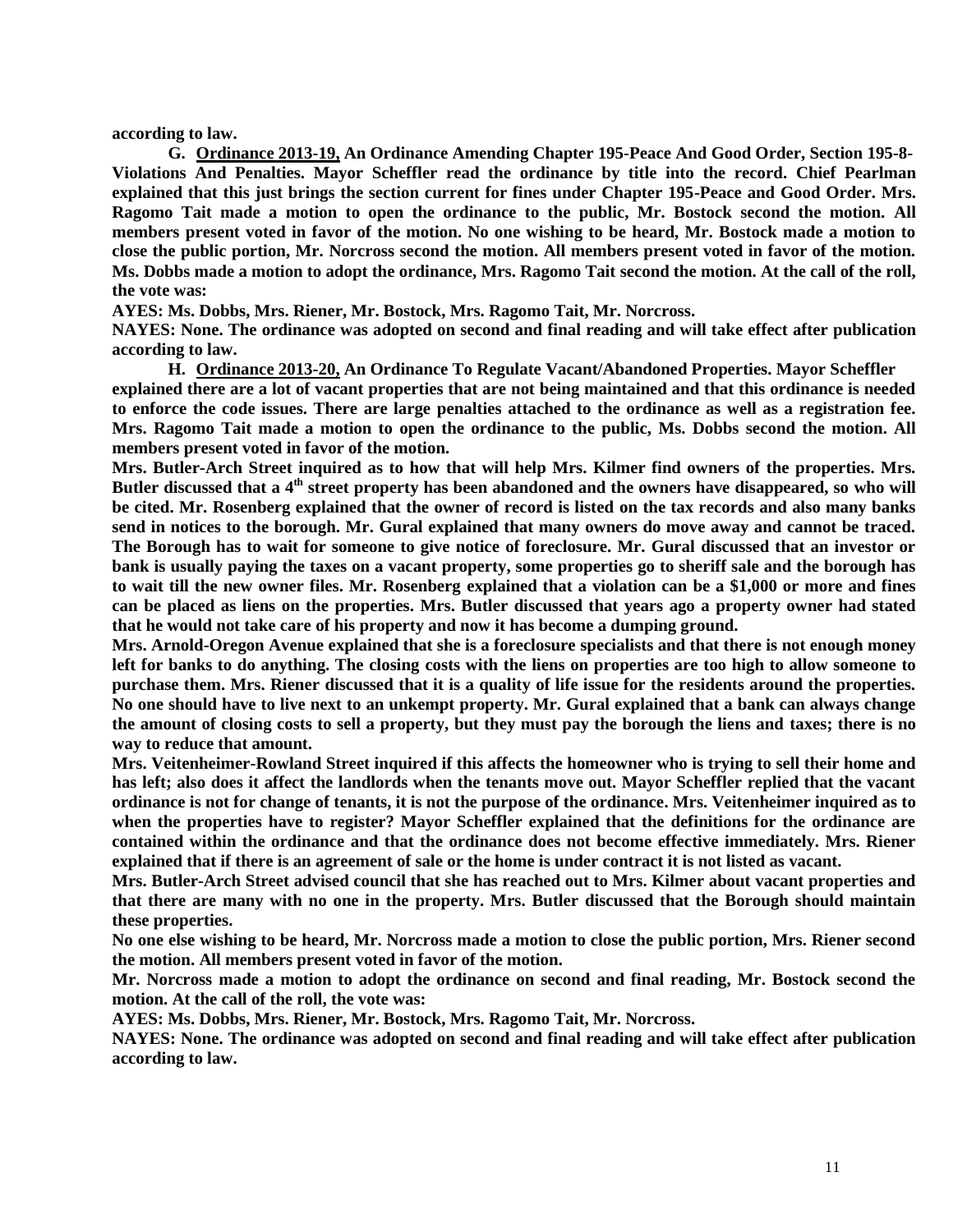**according to law.**

**G. <u>Ordinance 2013-19,</u> An Ordinance Amending Chapter 195-Peace And Good Order, Section 195-8-Violations And Penalties. Mayor Scheffler read the ordinance by title into the record. Chief Pearlman explained that this just brings the section current for fines under Chapter 195-Peace and Good Order. Mrs. Ragomo Tait made a motion to open the ordinance to the public, Mr. Bostock second the motion. All members present voted in favor of the motion. No one wishing to be heard, Mr. Bostock made a motion to close the public portion, Mr. Norcross second the motion. All members present voted in favor of the motion. Ms. Dobbs made a motion to adopt the ordinance, Mrs. Ragomo Tait second the motion. At the call of the roll, the vote was:**

**AYES: Ms. Dobbs, Mrs. Riener, Mr. Bostock, Mrs. Ragomo Tait, Mr. Norcross.**

**NAYES: None. The ordinance was adopted on second and final reading and will take effect after publication according to law.**

**H. <u>Ordinance 2013-20,</u> An Ordinance To Regulate Vacant/Abandoned Properties. Mayor Scheffler explained there are a lot of vacant properties that are not being maintained and that this ordinance is needed to enforce the code issues. There are large penalties attached to the ordinance as well as a registration fee. Mrs. Ragomo Tait made a motion to open the ordinance to the public, Ms. Dobbs second the motion. All members present voted in favor of the motion.**

**Mrs. Butler-Arch Street inquired as to how that will help Mrs. Kilmer find owners of the properties. Mrs. Butler discussed that a 4th street property has been abandoned and the owners have disappeared, so who will be cited. Mr. Rosenberg explained that the owner of record is listed on the tax records and also many banks send in notices to the borough. Mr. Gural explained that many owners do move away and cannot be traced. The Borough has to wait for someone to give notice of foreclosure. Mr. Gural discussed that an investor or bank is usually paying the taxes on a vacant property, some properties go to sheriff sale and the borough has to wait till the new owner files. Mr. Rosenberg explained that a violation can be a $1,000 or more and fines can be placed as liens on the properties. Mrs. Butler discussed that years ago a property owner had stated that he would not take care of his property and now it has become a dumping ground.**

**Mrs. Arnold-Oregon Avenue explained that she is a foreclosure specialists and that there is not enough money left for banks to do anything. The closing costs with the liens on properties are too high to allow someone to purchase them. Mrs. Riener discussed that it is a quality of life issue for the residents around the properties. No one should have to live next to an unkempt property. Mr. Gural explained that a bank can always change the amount of closing costs to sell a property, but they must pay the borough the liens and taxes; there is no way to reduce that amount.**

**Mrs. Veitenheimer-Rowland Street inquired if this affects the homeowner who is trying to sell their home and has left; also does it affect the landlords when the tenants move out. Mayor Scheffler replied that the vacant ordinance is not for change of tenants, it is not the purpose of the ordinance. Mrs. Veitenheimer inquired as to when the properties have to register? Mayor Scheffler explained that the definitions for the ordinance are contained within the ordinance and that the ordinance does not become effective immediately. Mrs. Riener explained that if there is an agreement of sale or the home is under contract it is not listed as vacant.**

**Mrs. Butler-Arch Street advised council that she has reached out to Mrs. Kilmer about vacant properties and that there are many with no one in the property. Mrs. Butler discussed that the Borough should maintain these properties.**

**No one else wishing to be heard, Mr. Norcross made a motion to close the public portion, Mrs. Riener second the motion. All members present voted in favor of the motion.**

**Mr. Norcross made a motion to adopt the ordinance on second and final reading, Mr. Bostock second the motion. At the call of the roll, the vote was:**

**AYES: Ms. Dobbs, Mrs. Riener, Mr. Bostock, Mrs. Ragomo Tait, Mr. Norcross.**

**NAYES: None. The ordinance was adopted on second and final reading and will take effect after publication according to law.**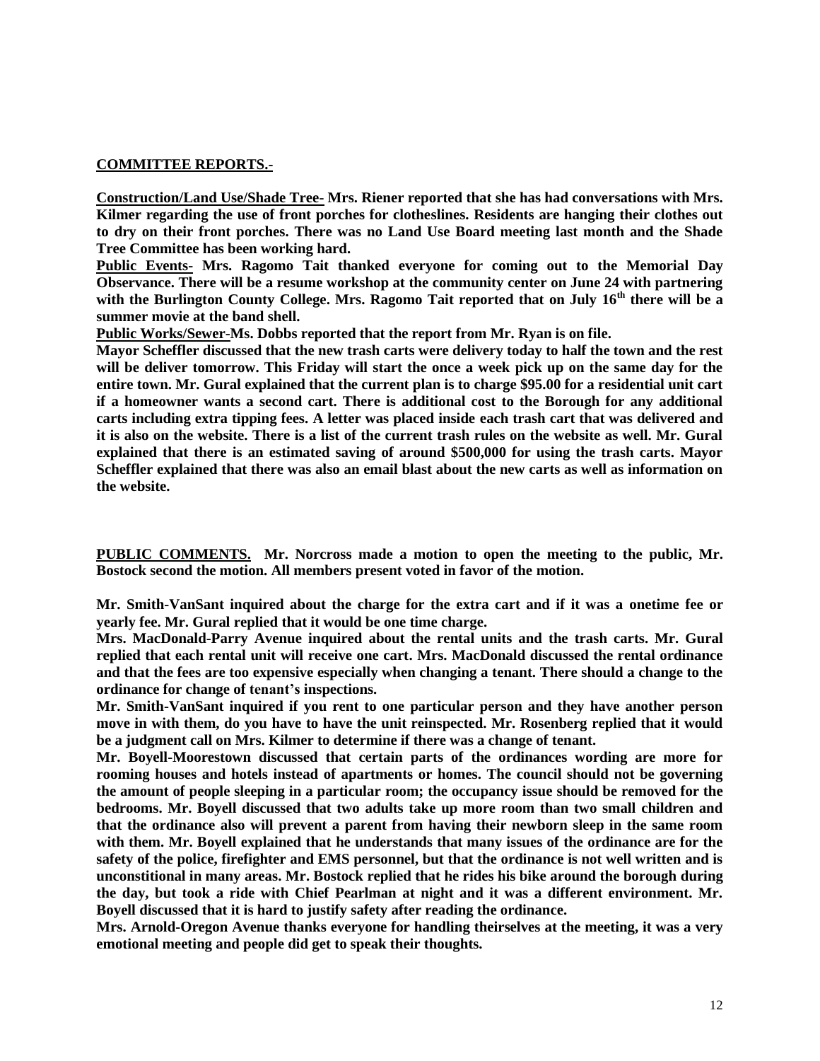**COMMITTEE REPORTS.-**

**Construction/Land Use/Shade Tree- Mrs. Riener reported that she has had conversations with Mrs. Kilmer regarding the use of front porches for clotheslines. Residents are hanging their clothes out to dry on their front porches. There was no Land Use Board meeting last month and the Shade Tree Committee has been working hard.**

**Public Events- Mrs. Ragomo Tait thanked everyone for coming out to the Memorial Day Observance. There will be a resume workshop at the community center on June 24 with partnering with the Burlington County College. Mrs. Ragomo Tait reported that on July 16th there will be a summer movie at the band shell.**

**Public Works/Sewer-Ms. Dobbs reported that the report from Mr. Ryan is on file.**

**Mayor Scheffler discussed that the new trash carts were delivery today to half the town and the rest will be deliver tomorrow. This Friday will start the once a week pick up on the same day for the entire town. Mr. Gural explained that the current plan is to charge $95.00 for a residential unit cart if a homeowner wants a second cart. There is additional cost to the Borough for any additional carts including extra tipping fees. A letter was placed inside each trash cart that was delivered and it is also on the website. There is a list of the current trash rules on the website as well. Mr. Gural explained that there is an estimated saving of around $500,000 for using the trash carts. Mayor Scheffler explained that there was also an email blast about the new carts as well as information on the website.**

**PUBLIC COMMENTS. Mr. Norcross made a motion to open the meeting to the public, Mr. Bostock second the motion. All members present voted in favor of the motion.**

**Mr. Smith-VanSant inquired about the charge for the extra cart and if it was a onetime fee or yearly fee. Mr. Gural replied that it would be one time charge.**

**Mrs. MacDonald-Parry Avenue inquired about the rental units and the trash carts. Mr. Gural replied that each rental unit will receive one cart. Mrs. MacDonald discussed the rental ordinance and that the fees are too expensive especially when changing a tenant. There should a change to the ordinance for change of tenant's inspections.**

**Mr. Smith-VanSant inquired if you rent to one particular person and they have another person move in with them, do you have to have the unit reinspected. Mr. Rosenberg replied that it would be a judgment call on Mrs. Kilmer to determine if there was a change of tenant.**

**Mr. Boyell-Moorestown discussed that certain parts of the ordinances wording are more for rooming houses and hotels instead of apartments or homes. The council should not be governing the amount of people sleeping in a particular room; the occupancy issue should be removed for the bedrooms. Mr. Boyell discussed that two adults take up more room than two small children and that the ordinance also will prevent a parent from having their newborn sleep in the same room with them. Mr. Boyell explained that he understands that many issues of the ordinance are for the safety of the police, firefighter and EMS personnel, but that the ordinance is not well written and is unconstitutional in many areas. Mr. Bostock replied that he rides his bike around the borough during the day, but took a ride with Chief Pearlman at night and it was a different environment. Mr. Boyell discussed that it is hard to justify safety after reading the ordinance.**

**Mrs. Arnold-Oregon Avenue thanks everyone for handling theirselves at the meeting, it was a very emotional meeting and people did get to speak their thoughts.**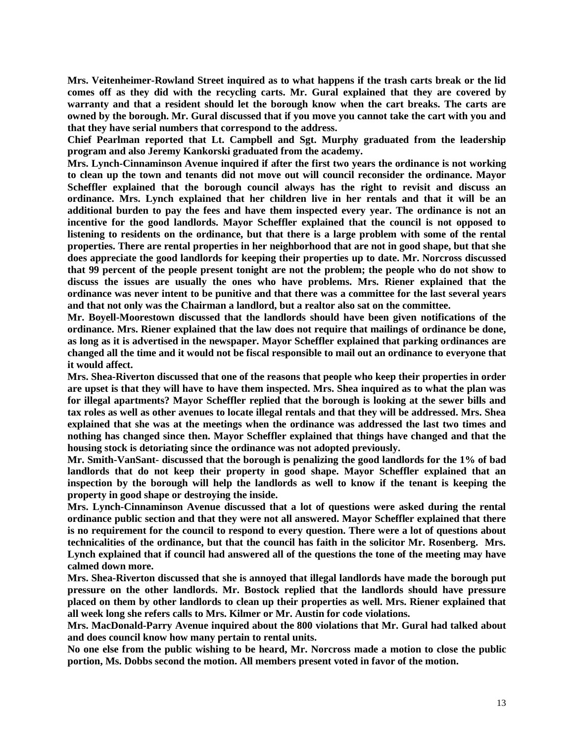**Mrs. Veitenheimer-Rowland Street inquired as to what happens if the trash carts break or the lid comes off as they did with the recycling carts. Mr. Gural explained that they are covered by warranty and that a resident should let the borough know when the cart breaks. The carts are owned by the borough. Mr. Gural discussed that if you move you cannot take the cart with you and that they have serial numbers that correspond to the address.**

**Chief Pearlman reported that Lt. Campbell and Sgt. Murphy graduated from the leadership program and also Jeremy Kankorski graduated from the academy.**

**Mrs. Lynch-Cinnaminson Avenue inquired if after the first two years the ordinance is not working to clean up the town and tenants did not move out will council reconsider the ordinance. Mayor Scheffler explained that the borough council always has the right to revisit and discuss an ordinance. Mrs. Lynch explained that her children live in her rentals and that it will be an additional burden to pay the fees and have them inspected every year. The ordinance is not an incentive for the good landlords. Mayor Scheffler explained that the council is not opposed to listening to residents on the ordinance, but that there is a large problem with some of the rental properties. There are rental properties in her neighborhood that are not in good shape, but that she does appreciate the good landlords for keeping their properties up to date. Mr. Norcross discussed that 99 percent of the people present tonight are not the problem; the people who do not show to discuss the issues are usually the ones who have problems. Mrs. Riener explained that the ordinance was never intent to be punitive and that there was a committee for the last several years and that not only was the Chairman a landlord, but a realtor also sat on the committee.**

**Mr. Boyell-Moorestown discussed that the landlords should have been given notifications of the ordinance. Mrs. Riener explained that the law does not require that mailings of ordinance be done, as long as it is advertised in the newspaper. Mayor Scheffler explained that parking ordinances are changed all the time and it would not be fiscal responsible to mail out an ordinance to everyone that it would affect.**

**Mrs. Shea-Riverton discussed that one of the reasons that people who keep their properties in order are upset is that they will have to have them inspected. Mrs. Shea inquired as to what the plan was for illegal apartments? Mayor Scheffler replied that the borough is looking at the sewer bills and tax roles as well as other avenues to locate illegal rentals and that they will be addressed. Mrs. Shea explained that she was at the meetings when the ordinance was addressed the last two times and nothing has changed since then. Mayor Scheffler explained that things have changed and that the housing stock is detoriating since the ordinance was not adopted previously.**

**Mr. Smith-VanSant- discussed that the borough is penalizing the good landlords for the 1% of bad landlords that do not keep their property in good shape. Mayor Scheffler explained that an inspection by the borough will help the landlords as well to know if the tenant is keeping the property in good shape or destroying the inside.**

**Mrs. Lynch-Cinnaminson Avenue discussed that a lot of questions were asked during the rental ordinance public section and that they were not all answered. Mayor Scheffler explained that there is no requirement for the council to respond to every question. There were a lot of questions about technicalities of the ordinance, but that the council has faith in the solicitor Mr. Rosenberg. Mrs. Lynch explained that if council had answered all of the questions the tone of the meeting may have calmed down more.**

**Mrs. Shea-Riverton discussed that she is annoyed that illegal landlords have made the borough put pressure on the other landlords. Mr. Bostock replied that the landlords should have pressure placed on them by other landlords to clean up their properties as well. Mrs. Riener explained that all week long she refers calls to Mrs. Kilmer or Mr. Austin for code violations.**

**Mrs. MacDonald-Parry Avenue inquired about the 800 violations that Mr. Gural had talked about and does council know how many pertain to rental units.**

**No one else from the public wishing to be heard, Mr. Norcross made a motion to close the public portion, Ms. Dobbs second the motion. All members present voted in favor of the motion.**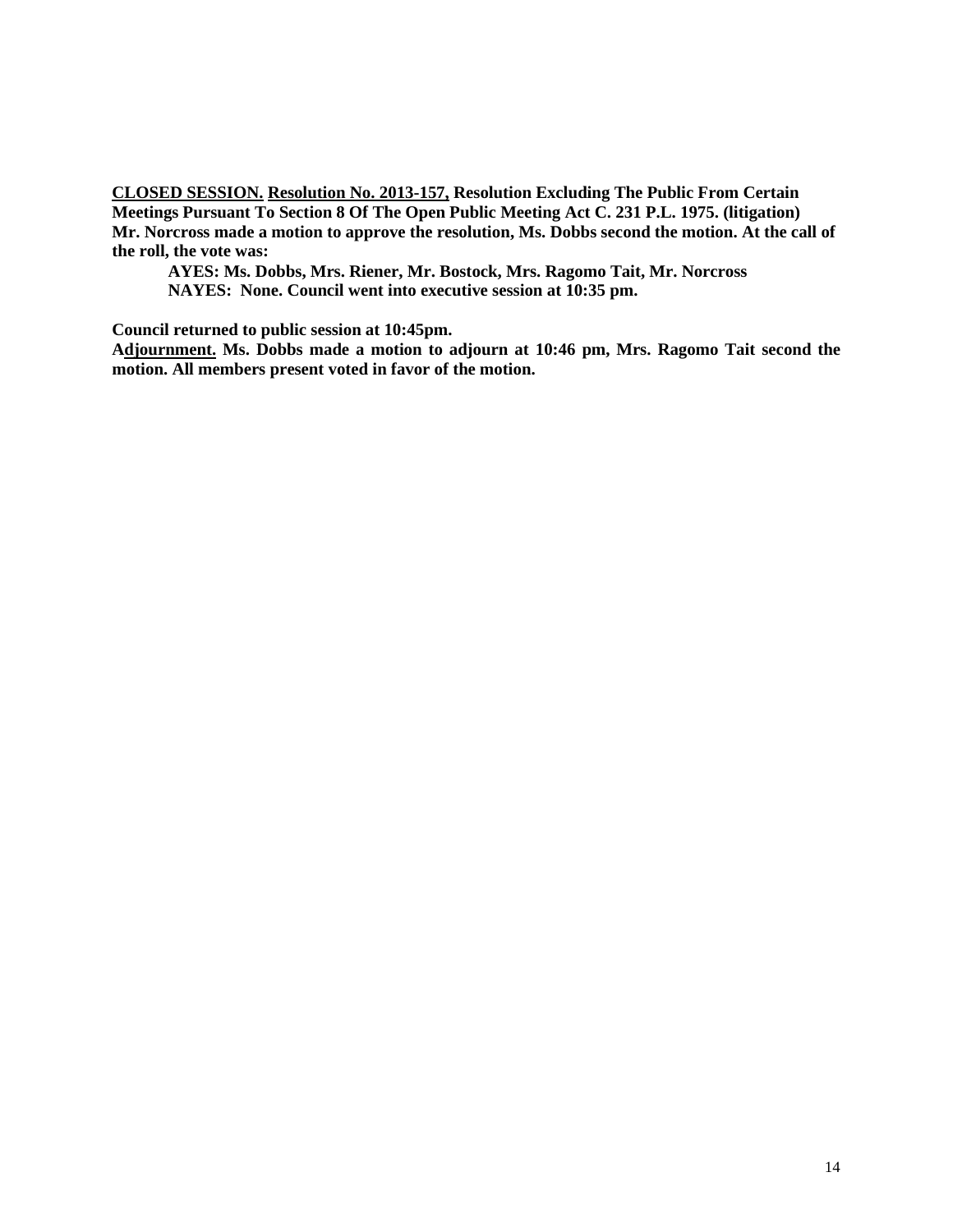**CLOSED SESSION. Resolution No. 2013-157, Resolution Excluding The Public From Certain Meetings Pursuant To Section 8 Of The Open Public Meeting Act C. 231 P.L. 1975. (litigation)**
**Mr. Norcross made a motion to approve the resolution, Ms. Dobbs second the motion. At the call of the roll, the vote was:**

**AYES: Ms. Dobbs, Mrs. Riener, Mr. Bostock, Mrs. Ragomo Tait, Mr. Norcross**
**NAYES: None. Council went into executive session at 10:35 pm.**

**Council returned to public session at 10:45pm.**
**Adjournment. Ms. Dobbs made a motion to adjourn at 10:46 pm, Mrs. Ragomo Tait second the motion. All members present voted in favor of the motion.**